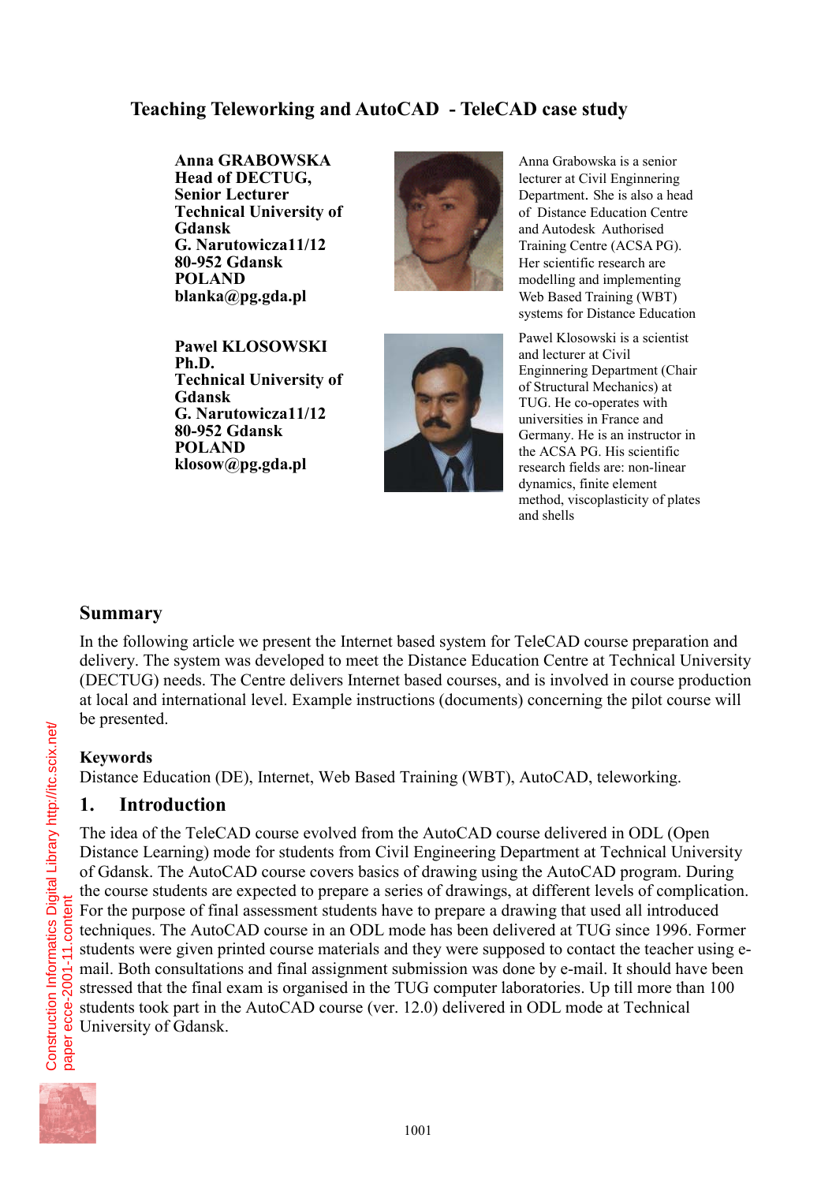# Teaching Teleworking and AutoCAD - TeleCAD case study

**Anna GRABOWSKA**
**Head of DECTUG,**
**Senior Lecturer**
**Technical University of Gdansk**
**G. Narutowicza11/12**
**80-952 Gdansk**
**POLAND**
**blanka@pg.gda.pl**

Anna Grabowska is a senior lecturer at Civil Enginnering Department. She is also a head of Distance Education Centre and Autodesk Authorised Training Centre (ACSA PG). Her scientific research are modelling and implementing Web Based Training (WBT) systems for Distance Education

**Pawel KLOSOWSKI**
**Ph.D.**
**Technical University of Gdansk**
**G. Narutowicza11/12**
**80-952 Gdansk**
**POLAND**
**klosow@pg.gda.pl**

Pawel Klosowski is a scientist and lecturer at Civil Enginnering Department (Chair of Structural Mechanics) at TUG. He co-operates with universities in France and Germany. He is an instructor in the ACSA PG. His scientific research fields are: non-linear dynamics, finite element method, viscoplasticity of plates and shells

## Summary

In the following article we present the Internet based system for TeleCAD course preparation and delivery. The system was developed to meet the Distance Education Centre at Technical University (DECTUG) needs. The Centre delivers Internet based courses, and is involved in course production at local and international level. Example instructions (documents) concerning the pilot course will be presented.

**Keywords**

Distance Education (DE), Internet, Web Based Training (WBT), AutoCAD, teleworking.

## 1. Introduction

The idea of the TeleCAD course evolved from the AutoCAD course delivered in ODL (Open Distance Learning) mode for students from Civil Engineering Department at Technical University of Gdansk. The AutoCAD course covers basics of drawing using the AutoCAD program. During the course students are expected to prepare a series of drawings, at different levels of complication. For the purpose of final assessment students have to prepare a drawing that used all introduced techniques. The AutoCAD course in an ODL mode has been delivered at TUG since 1996. Former students were given printed course materials and they were supposed to contact the teacher using e-mail. Both consultations and final assignment submission was done by e-mail. It should have been stressed that the final exam is organised in the TUG computer laboratories. Up till more than 100 students took part in the AutoCAD course (ver. 12.0) delivered in ODL mode at Technical University of Gdansk.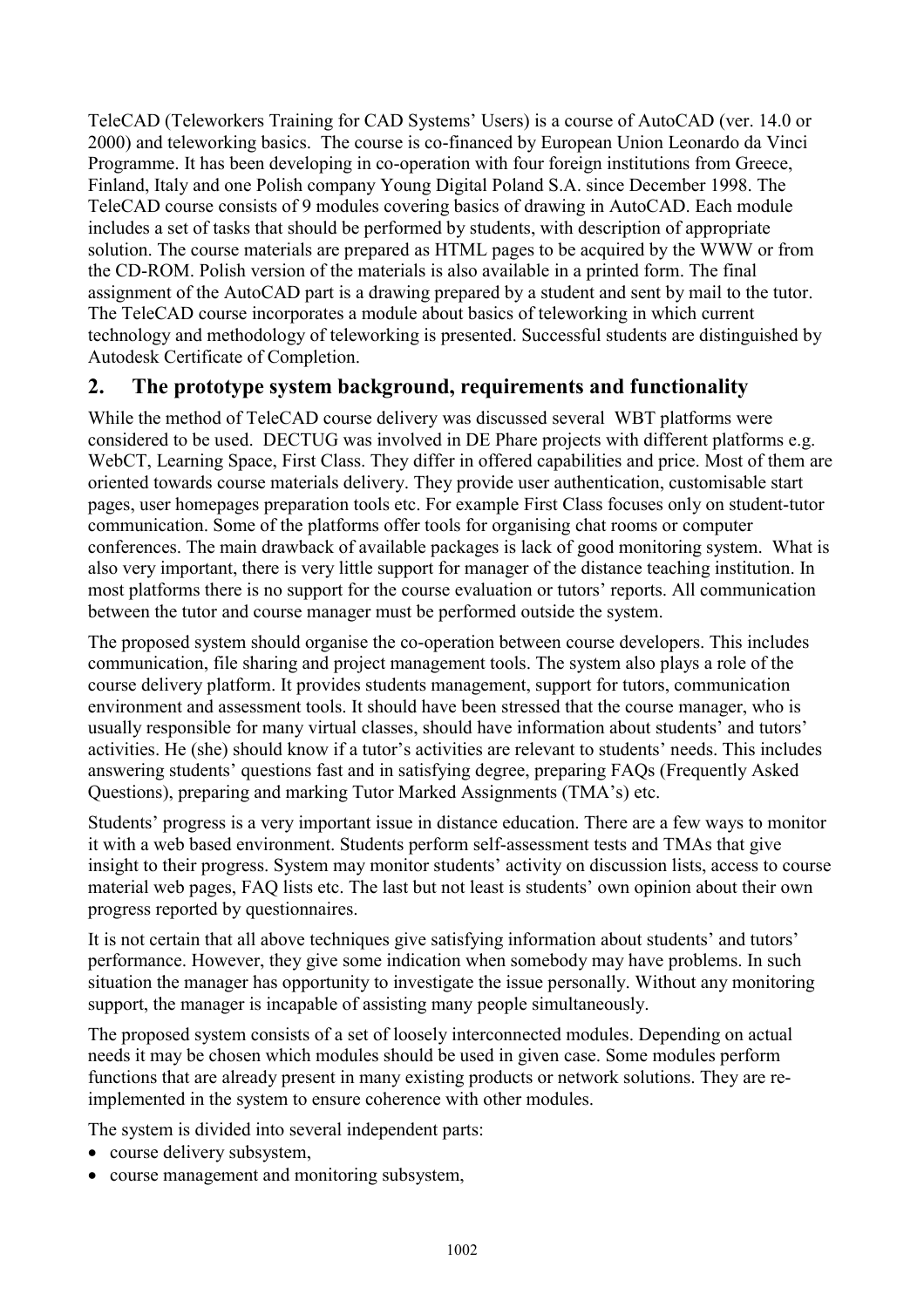TeleCAD (Teleworkers Training for CAD Systems' Users) is a course of AutoCAD (ver. 14.0 or 2000) and teleworking basics. The course is co-financed by European Union Leonardo da Vinci Programme. It has been developing in co-operation with four foreign institutions from Greece, Finland, Italy and one Polish company Young Digital Poland S.A. since December 1998. The TeleCAD course consists of 9 modules covering basics of drawing in AutoCAD. Each module includes a set of tasks that should be performed by students, with description of appropriate solution. The course materials are prepared as HTML pages to be acquired by the WWW or from the CD-ROM. Polish version of the materials is also available in a printed form. The final assignment of the AutoCAD part is a drawing prepared by a student and sent by mail to the tutor. The TeleCAD course incorporates a module about basics of teleworking in which current technology and methodology of teleworking is presented. Successful students are distinguished by Autodesk Certificate of Completion.

## 2. The prototype system background, requirements and functionality

While the method of TeleCAD course delivery was discussed several WBT platforms were considered to be used. DECTUG was involved in DE Phare projects with different platforms e.g. WebCT, Learning Space, First Class. They differ in offered capabilities and price. Most of them are oriented towards course materials delivery. They provide user authentication, customisable start pages, user homepages preparation tools etc. For example First Class focuses only on student-tutor communication. Some of the platforms offer tools for organising chat rooms or computer conferences. The main drawback of available packages is lack of good monitoring system. What is also very important, there is very little support for manager of the distance teaching institution. In most platforms there is no support for the course evaluation or tutors' reports. All communication between the tutor and course manager must be performed outside the system.

The proposed system should organise the co-operation between course developers. This includes communication, file sharing and project management tools. The system also plays a role of the course delivery platform. It provides students management, support for tutors, communication environment and assessment tools. It should have been stressed that the course manager, who is usually responsible for many virtual classes, should have information about students' and tutors' activities. He (she) should know if a tutor's activities are relevant to students' needs. This includes answering students' questions fast and in satisfying degree, preparing FAQs (Frequently Asked Questions), preparing and marking Tutor Marked Assignments (TMA's) etc.

Students' progress is a very important issue in distance education. There are a few ways to monitor it with a web based environment. Students perform self-assessment tests and TMAs that give insight to their progress. System may monitor students' activity on discussion lists, access to course material web pages, FAQ lists etc. The last but not least is students' own opinion about their own progress reported by questionnaires.

It is not certain that all above techniques give satisfying information about students' and tutors' performance. However, they give some indication when somebody may have problems. In such situation the manager has opportunity to investigate the issue personally. Without any monitoring support, the manager is incapable of assisting many people simultaneously.

The proposed system consists of a set of loosely interconnected modules. Depending on actual needs it may be chosen which modules should be used in given case. Some modules perform functions that are already present in many existing products or network solutions. They are re-implemented in the system to ensure coherence with other modules.

The system is divided into several independent parts:

- course delivery subsystem,
- course management and monitoring subsystem,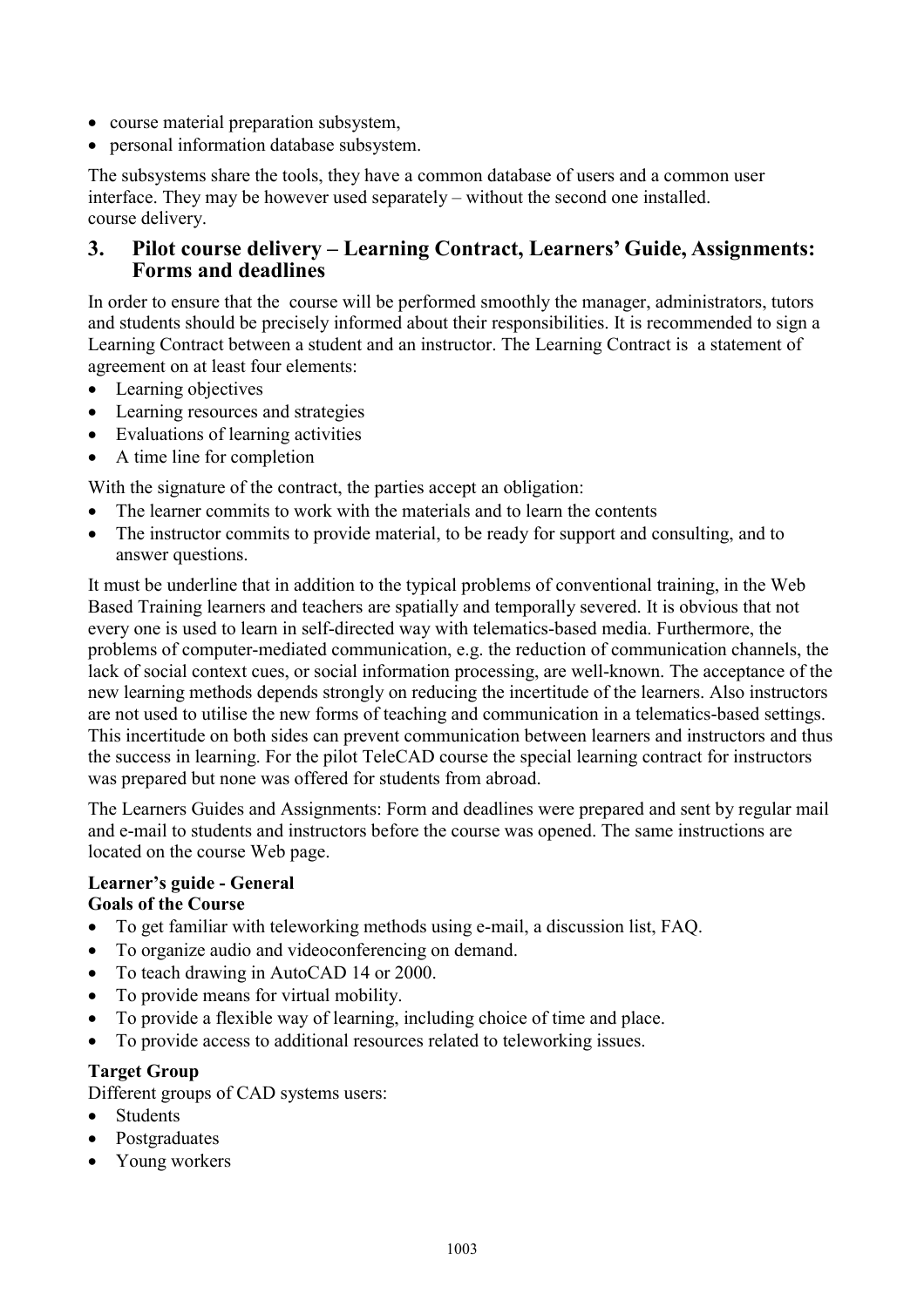- course material preparation subsystem,
- personal information database subsystem.

The subsystems share the tools, they have a common database of users and a common user interface. They may be however used separately – without the second one installed. course delivery.

## 3. Pilot course delivery – Learning Contract, Learners' Guide, Assignments: Forms and deadlines

In order to ensure that the course will be performed smoothly the manager, administrators, tutors and students should be precisely informed about their responsibilities. It is recommended to sign a Learning Contract between a student and an instructor. The Learning Contract is a statement of agreement on at least four elements:

- Learning objectives
- Learning resources and strategies
- Evaluations of learning activities
- A time line for completion

With the signature of the contract, the parties accept an obligation:

- The learner commits to work with the materials and to learn the contents
- The instructor commits to provide material, to be ready for support and consulting, and to answer questions.

It must be underline that in addition to the typical problems of conventional training, in the Web Based Training learners and teachers are spatially and temporally severed. It is obvious that not every one is used to learn in self-directed way with telematics-based media. Furthermore, the problems of computer-mediated communication, e.g. the reduction of communication channels, the lack of social context cues, or social information processing, are well-known. The acceptance of the new learning methods depends strongly on reducing the incertitude of the learners. Also instructors are not used to utilise the new forms of teaching and communication in a telematics-based settings. This incertitude on both sides can prevent communication between learners and instructors and thus the success in learning. For the pilot TeleCAD course the special learning contract for instructors was prepared but none was offered for students from abroad.

The Learners Guides and Assignments: Form and deadlines were prepared and sent by regular mail and e-mail to students and instructors before the course was opened. The same instructions are located on the course Web page.

**Learner's guide - General**
**Goals of the Course**

- To get familiar with teleworking methods using e-mail, a discussion list, FAQ.
- To organize audio and videoconferencing on demand.
- To teach drawing in AutoCAD 14 or 2000.
- To provide means for virtual mobility.
- To provide a flexible way of learning, including choice of time and place.
- To provide access to additional resources related to teleworking issues.

**Target Group**

Different groups of CAD systems users:

- Students
- Postgraduates
- Young workers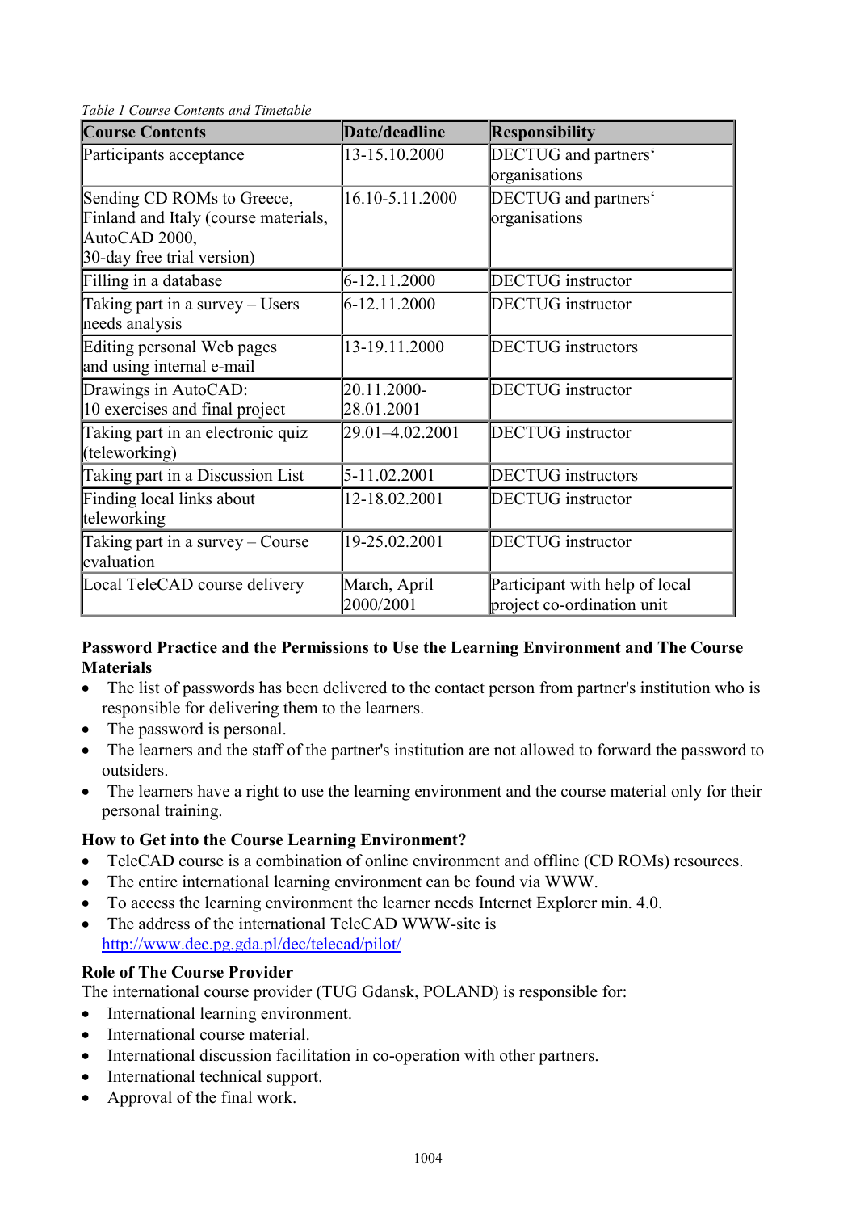*Table 1 Course Contents and Timetable*

| Course Contents | Date/deadline | Responsibility |
|---|---|---|
| Participants acceptance | 13-15.10.2000 | DECTUG and partners' organisations |
| Sending CD ROMs to Greece, Finland and Italy (course materials, AutoCAD 2000, 30-day free trial version) | 16.10-5.11.2000 | DECTUG and partners' organisations |
| Filling in a database | 6-12.11.2000 | DECTUG instructor |
| Taking part in a survey – Users needs analysis | 6-12.11.2000 | DECTUG instructor |
| Editing personal Web pages and using internal e-mail | 13-19.11.2000 | DECTUG instructors |
| Drawings in AutoCAD: 10 exercises and final project | 20.11.2000-28.01.2001 | DECTUG instructor |
| Taking part in an electronic quiz (teleworking) | 29.01–4.02.2001 | DECTUG instructor |
| Taking part in a Discussion List | 5-11.02.2001 | DECTUG instructors |
| Finding local links about teleworking | 12-18.02.2001 | DECTUG instructor |
| Taking part in a survey – Course evaluation | 19-25.02.2001 | DECTUG instructor |
| Local TeleCAD course delivery | March, April 2000/2001 | Participant with help of local project co-ordination unit |

**Password Practice and the Permissions to Use the Learning Environment and The Course Materials**

- The list of passwords has been delivered to the contact person from partner's institution who is responsible for delivering them to the learners.
- The password is personal.
- The learners and the staff of the partner's institution are not allowed to forward the password to outsiders.
- The learners have a right to use the learning environment and the course material only for their personal training.

**How to Get into the Course Learning Environment?**

- TeleCAD course is a combination of online environment and offline (CD ROMs) resources.
- The entire international learning environment can be found via WWW.
- To access the learning environment the learner needs Internet Explorer min. 4.0.
- The address of the international TeleCAD WWW-site is http://www.dec.pg.gda.pl/dec/telecad/pilot/

**Role of The Course Provider**

The international course provider (TUG Gdansk, POLAND) is responsible for:

- International learning environment.
- International course material.
- International discussion facilitation in co-operation with other partners.
- International technical support.
- Approval of the final work.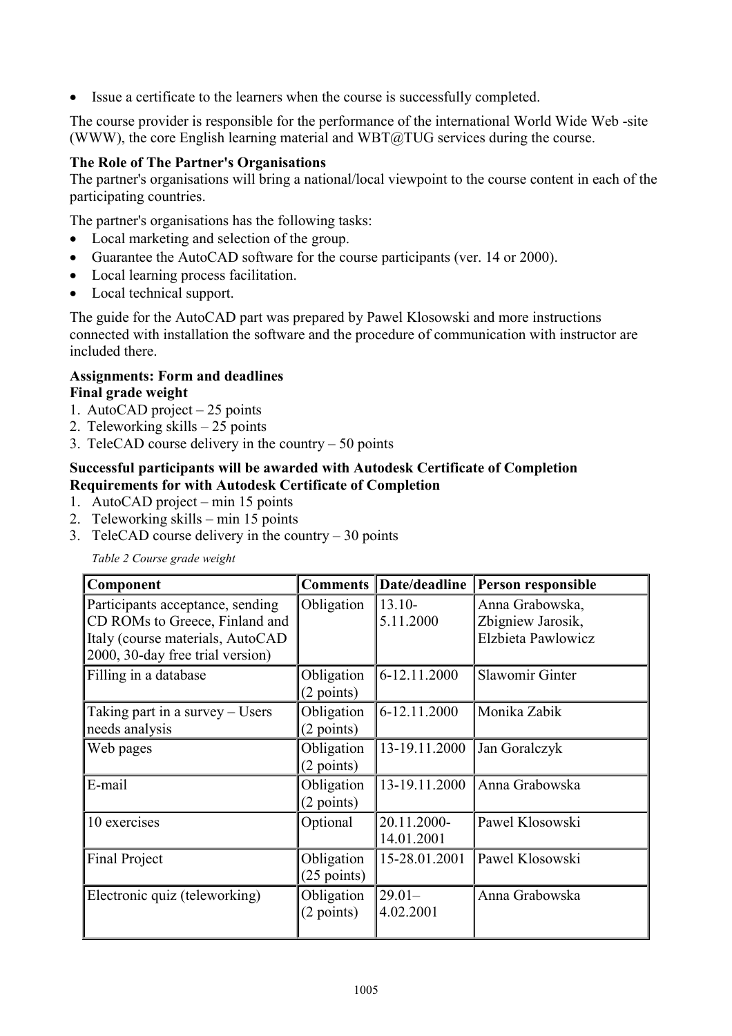- Issue a certificate to the learners when the course is successfully completed.

The course provider is responsible for the performance of the international World Wide Web -site (WWW), the core English learning material and WBT@TUG services during the course.

**The Role of The Partner's Organisations**
The partner's organisations will bring a national/local viewpoint to the course content in each of the participating countries.

The partner's organisations has the following tasks:

- Local marketing and selection of the group.
- Guarantee the AutoCAD software for the course participants (ver. 14 or 2000).
- Local learning process facilitation.
- Local technical support.

The guide for the AutoCAD part was prepared by Pawel Klosowski and more instructions connected with installation the software and the procedure of communication with instructor are included there.

**Assignments: Form and deadlines**
**Final grade weight**

1. AutoCAD project – 25 points
2. Teleworking skills – 25 points
3. TeleCAD course delivery in the country – 50 points

**Successful participants will be awarded with Autodesk Certificate of Completion**
**Requirements for with Autodesk Certificate of Completion**

1. AutoCAD project – min 15 points
2. Teleworking skills – min 15 points
3. TeleCAD course delivery in the country – 30 points

*Table 2 Course grade weight*

| Component | Comments | Date/deadline | Person responsible |
|---|---|---|---|
| Participants acceptance, sending CD ROMs to Greece, Finland and Italy (course materials, AutoCAD 2000, 30-day free trial version) | Obligation | 13.10-5.11.2000 | Anna Grabowska, Zbigniew Jarosik, Elzbieta Pawlowicz |
| Filling in a database | Obligation (2 points) | 6-12.11.2000 | Slawomir Ginter |
| Taking part in a survey – Users needs analysis | Obligation (2 points) | 6-12.11.2000 | Monika Zabik |
| Web pages | Obligation (2 points) | 13-19.11.2000 | Jan Goralczyk |
| E-mail | Obligation (2 points) | 13-19.11.2000 | Anna Grabowska |
| 10 exercises | Optional | 20.11.2000-14.01.2001 | Pawel Klosowski |
| Final Project | Obligation (25 points) | 15-28.01.2001 | Pawel Klosowski |
| Electronic quiz (teleworking) | Obligation (2 points) | 29.01–4.02.2001 | Anna Grabowska |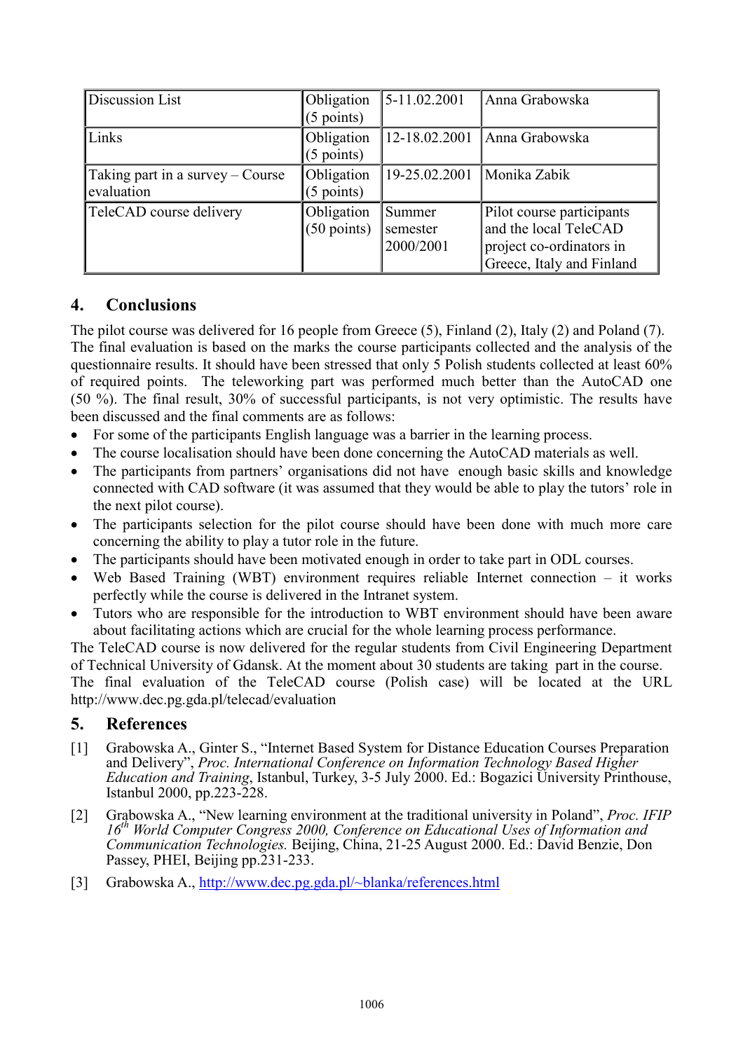| | | | |
|---|---|---|---|
| Discussion List | Obligation (5 points) | 5-11.02.2001 | Anna Grabowska |
| Links | Obligation (5 points) | 12-18.02.2001 | Anna Grabowska |
| Taking part in a survey – Course evaluation | Obligation (5 points) | 19-25.02.2001 | Monika Zabik |
| TeleCAD course delivery | Obligation (50 points) | Summer semester 2000/2001 | Pilot course participants and the local TeleCAD project co-ordinators in Greece, Italy and Finland |

## 4. Conclusions

The pilot course was delivered for 16 people from Greece (5), Finland (2), Italy (2) and Poland (7). The final evaluation is based on the marks the course participants collected and the analysis of the questionnaire results. It should have been stressed that only 5 Polish students collected at least 60% of required points. The teleworking part was performed much better than the AutoCAD one (50 %). The final result, 30% of successful participants, is not very optimistic. The results have been discussed and the final comments are as follows:

- For some of the participants English language was a barrier in the learning process.
- The course localisation should have been done concerning the AutoCAD materials as well.
- The participants from partners' organisations did not have enough basic skills and knowledge connected with CAD software (it was assumed that they would be able to play the tutors' role in the next pilot course).
- The participants selection for the pilot course should have been done with much more care concerning the ability to play a tutor role in the future.
- The participants should have been motivated enough in order to take part in ODL courses.
- Web Based Training (WBT) environment requires reliable Internet connection – it works perfectly while the course is delivered in the Intranet system.
- Tutors who are responsible for the introduction to WBT environment should have been aware about facilitating actions which are crucial for the whole learning process performance.

The TeleCAD course is now delivered for the regular students from Civil Engineering Department of Technical University of Gdansk. At the moment about 30 students are taking part in the course. The final evaluation of the TeleCAD course (Polish case) will be located at the URL http://www.dec.pg.gda.pl/telecad/evaluation

## 5. References

[1] Grabowska A., Ginter S., "Internet Based System for Distance Education Courses Preparation and Delivery", *Proc. International Conference on Information Technology Based Higher Education and Training*, Istanbul, Turkey, 3-5 July 2000. Ed.: Bogazici University Printhouse, Istanbul 2000, pp.223-228.

[2] Grabowska A., "New learning environment at the traditional university in Poland", *Proc. IFIP 16th World Computer Congress 2000, Conference on Educational Uses of Information and Communication Technologies.* Beijing, China, 21-25 August 2000. Ed.: David Benzie, Don Passey, PHEI, Beijing pp.231-233.

[3] Grabowska A., http://www.dec.pg.gda.pl/~blanka/references.html